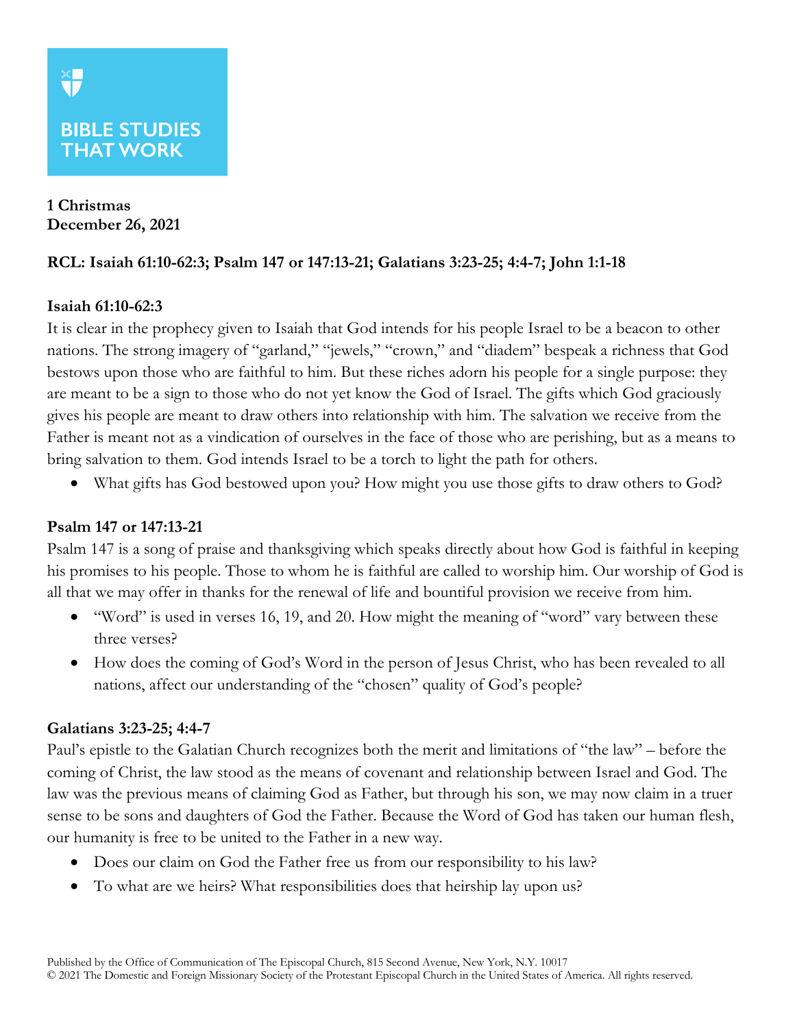BIBLE STUDIES THAT WORK

**1 Christmas**
**December 26, 2021**

**RCL: Isaiah 61:10-62:3; Psalm 147 or 147:13-21; Galatians 3:23-25; 4:4-7; John 1:1-18**

**Isaiah 61:10-62:3**

It is clear in the prophecy given to Isaiah that God intends for his people Israel to be a beacon to other nations. The strong imagery of "garland," "jewels," "crown," and "diadem" bespeak a richness that God bestows upon those who are faithful to him. But these riches adorn his people for a single purpose: they are meant to be a sign to those who do not yet know the God of Israel. The gifts which God graciously gives his people are meant to draw others into relationship with him. The salvation we receive from the Father is meant not as a vindication of ourselves in the face of those who are perishing, but as a means to bring salvation to them. God intends Israel to be a torch to light the path for others.

- What gifts has God bestowed upon you? How might you use those gifts to draw others to God?

**Psalm 147 or 147:13-21**

Psalm 147 is a song of praise and thanksgiving which speaks directly about how God is faithful in keeping his promises to his people. Those to whom he is faithful are called to worship him. Our worship of God is all that we may offer in thanks for the renewal of life and bountiful provision we receive from him.

- "Word" is used in verses 16, 19, and 20. How might the meaning of "word" vary between these three verses?
- How does the coming of God's Word in the person of Jesus Christ, who has been revealed to all nations, affect our understanding of the "chosen" quality of God's people?

**Galatians 3:23-25; 4:4-7**

Paul's epistle to the Galatian Church recognizes both the merit and limitations of "the law" – before the coming of Christ, the law stood as the means of covenant and relationship between Israel and God. The law was the previous means of claiming God as Father, but through his son, we may now claim in a truer sense to be sons and daughters of God the Father. Because the Word of God has taken our human flesh, our humanity is free to be united to the Father in a new way.

- Does our claim on God the Father free us from our responsibility to his law?
- To what are we heirs? What responsibilities does that heirship lay upon us?

Published by the Office of Communication of The Episcopal Church, 815 Second Avenue, New York, N.Y. 10017
© 2021 The Domestic and Foreign Missionary Society of the Protestant Episcopal Church in the United States of America. All rights reserved.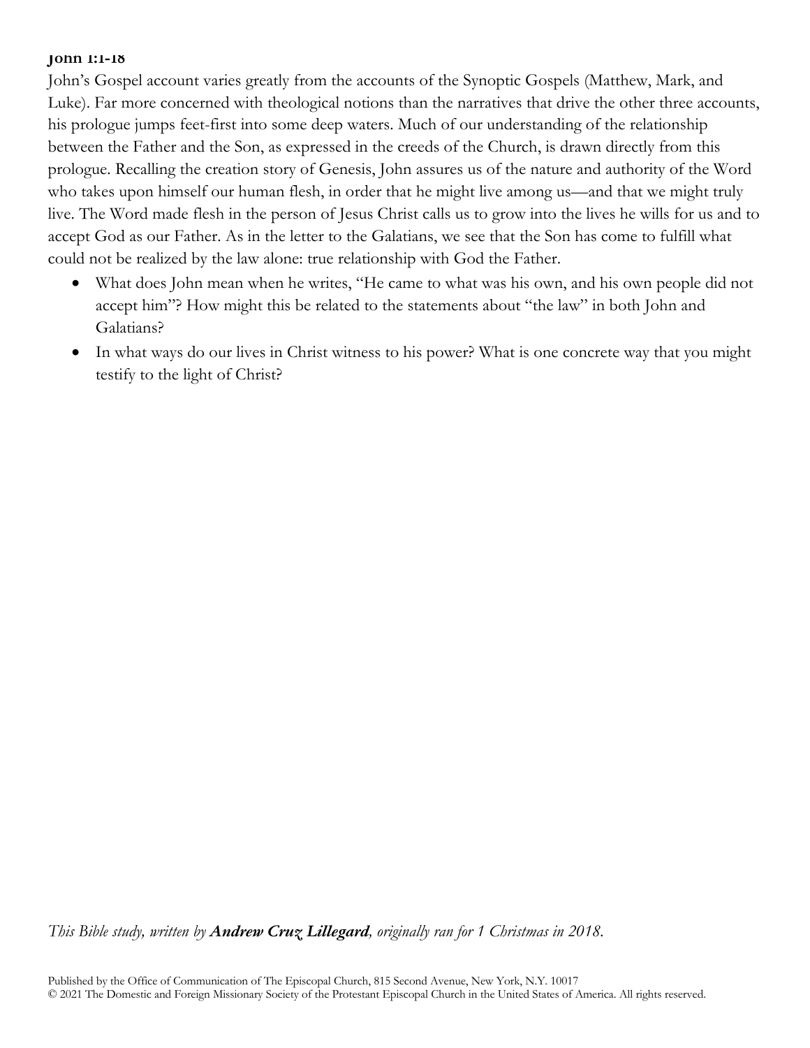**John 1:1-18**

John's Gospel account varies greatly from the accounts of the Synoptic Gospels (Matthew, Mark, and Luke). Far more concerned with theological notions than the narratives that drive the other three accounts, his prologue jumps feet-first into some deep waters. Much of our understanding of the relationship between the Father and the Son, as expressed in the creeds of the Church, is drawn directly from this prologue. Recalling the creation story of Genesis, John assures us of the nature and authority of the Word who takes upon himself our human flesh, in order that he might live among us—and that we might truly live. The Word made flesh in the person of Jesus Christ calls us to grow into the lives he wills for us and to accept God as our Father. As in the letter to the Galatians, we see that the Son has come to fulfill what could not be realized by the law alone: true relationship with God the Father.

- What does John mean when he writes, "He came to what was his own, and his own people did not accept him"? How might this be related to the statements about "the law" in both John and Galatians?
- In what ways do our lives in Christ witness to his power? What is one concrete way that you might testify to the light of Christ?

*This Bible study, written by* ***Andrew Cruz Lillegard****, originally ran for 1 Christmas in 2018.*

Published by the Office of Communication of The Episcopal Church, 815 Second Avenue, New York, N.Y. 10017
© 2021 The Domestic and Foreign Missionary Society of the Protestant Episcopal Church in the United States of America. All rights reserved.